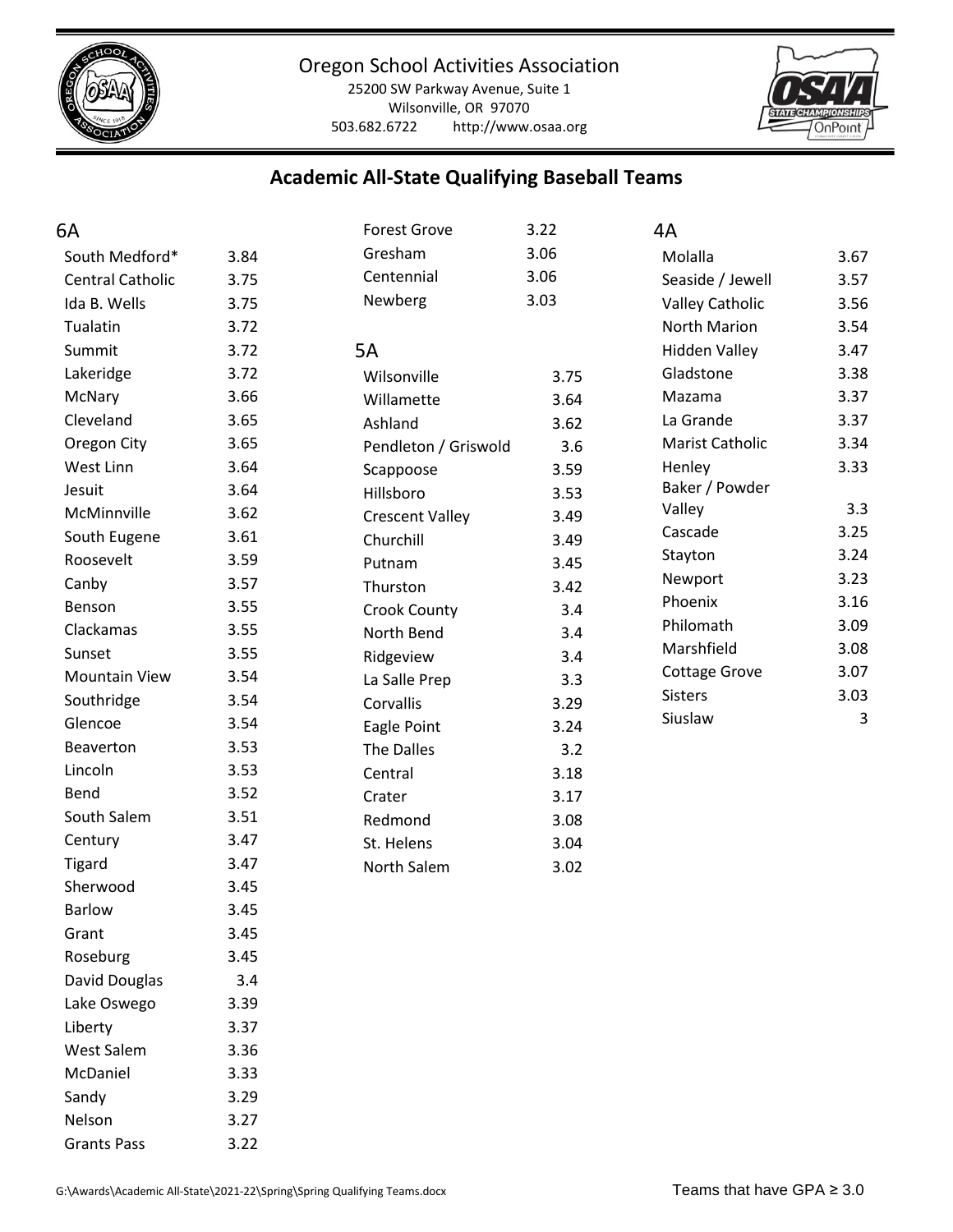Oregon School Activities Association
25200 SW Parkway Avenue, Suite 1
Wilsonville, OR 97070
503.682.6722 http://www.osaa.org

## Academic All-State Qualifying Baseball Teams

### 6A

| School | GPA |
|---|---|
| South Medford* | 3.84 |
| Central Catholic | 3.75 |
| Ida B. Wells | 3.75 |
| Tualatin | 3.72 |
| Summit | 3.72 |
| Lakeridge | 3.72 |
| McNary | 3.66 |
| Cleveland | 3.65 |
| Oregon City | 3.65 |
| West Linn | 3.64 |
| Jesuit | 3.64 |
| McMinnville | 3.62 |
| South Eugene | 3.61 |
| Roosevelt | 3.59 |
| Canby | 3.57 |
| Benson | 3.55 |
| Clackamas | 3.55 |
| Sunset | 3.55 |
| Mountain View | 3.54 |
| Southridge | 3.54 |
| Glencoe | 3.54 |
| Beaverton | 3.53 |
| Lincoln | 3.53 |
| Bend | 3.52 |
| South Salem | 3.51 |
| Century | 3.47 |
| Tigard | 3.47 |
| Sherwood | 3.45 |
| Barlow | 3.45 |
| Grant | 3.45 |
| Roseburg | 3.45 |
| David Douglas | 3.4 |
| Lake Oswego | 3.39 |
| Liberty | 3.37 |
| West Salem | 3.36 |
| McDaniel | 3.33 |
| Sandy | 3.29 |
| Nelson | 3.27 |
| Grants Pass | 3.22 |
| Forest Grove | 3.22 |
| Gresham | 3.06 |
| Centennial | 3.06 |
| Newberg | 3.03 |

### 5A

| School | GPA |
|---|---|
| Wilsonville | 3.75 |
| Willamette | 3.64 |
| Ashland | 3.62 |
| Pendleton / Griswold | 3.6 |
| Scappoose | 3.59 |
| Hillsboro | 3.53 |
| Crescent Valley | 3.49 |
| Churchill | 3.49 |
| Putnam | 3.45 |
| Thurston | 3.42 |
| Crook County | 3.4 |
| North Bend | 3.4 |
| Ridgeview | 3.4 |
| La Salle Prep | 3.3 |
| Corvallis | 3.29 |
| Eagle Point | 3.24 |
| The Dalles | 3.2 |
| Central | 3.18 |
| Crater | 3.17 |
| Redmond | 3.08 |
| St. Helens | 3.04 |
| North Salem | 3.02 |

### 4A

| School | GPA |
|---|---|
| Molalla | 3.67 |
| Seaside / Jewell | 3.57 |
| Valley Catholic | 3.56 |
| North Marion | 3.54 |
| Hidden Valley | 3.47 |
| Gladstone | 3.38 |
| Mazama | 3.37 |
| La Grande | 3.37 |
| Marist Catholic | 3.34 |
| Henley | 3.33 |
| Baker / Powder Valley | 3.3 |
| Cascade | 3.25 |
| Stayton | 3.24 |
| Newport | 3.23 |
| Phoenix | 3.16 |
| Philomath | 3.09 |
| Marshfield | 3.08 |
| Cottage Grove | 3.07 |
| Sisters | 3.03 |
| Siuslaw | 3 |

G:\Awards\Academic All-State\2021-22\Spring\Spring Qualifying Teams.docx

Teams that have GPA ≥ 3.0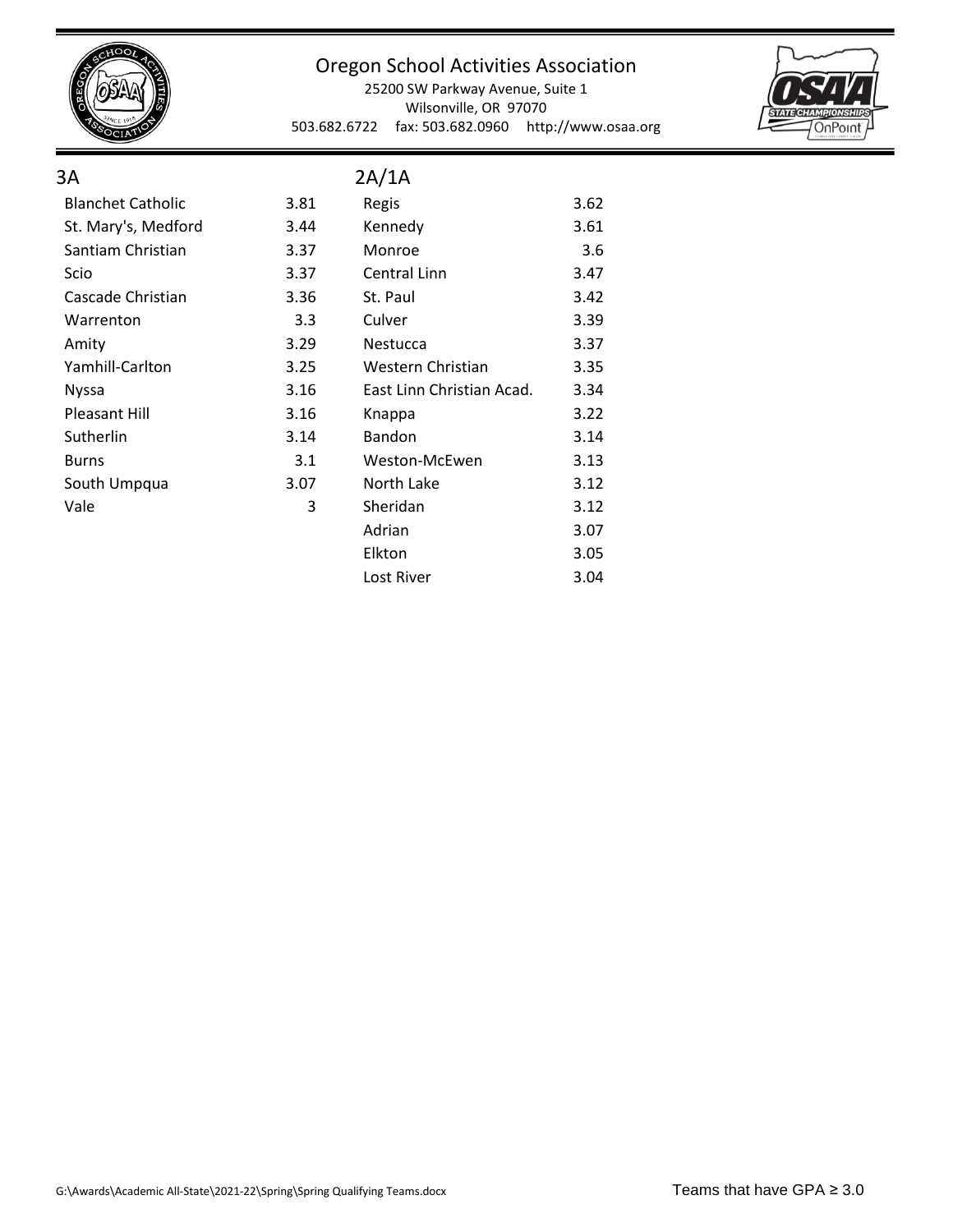## 3A

| School | GPA |
|---|---|
| Blanchet Catholic | 3.81 |
| St. Mary's, Medford | 3.44 |
| Santiam Christian | 3.37 |
| Scio | 3.37 |
| Cascade Christian | 3.36 |
| Warrenton | 3.3 |
| Amity | 3.29 |
| Yamhill-Carlton | 3.25 |
| Nyssa | 3.16 |
| Pleasant Hill | 3.16 |
| Sutherlin | 3.14 |
| Burns | 3.1 |
| South Umpqua | 3.07 |
| Vale | 3 |

## 2A/1A

| School | GPA |
|---|---|
| Regis | 3.62 |
| Kennedy | 3.61 |
| Monroe | 3.6 |
| Central Linn | 3.47 |
| St. Paul | 3.42 |
| Culver | 3.39 |
| Nestucca | 3.37 |
| Western Christian | 3.35 |
| East Linn Christian Acad. | 3.34 |
| Knappa | 3.22 |
| Bandon | 3.14 |
| Weston-McEwen | 3.13 |
| North Lake | 3.12 |
| Sheridan | 3.12 |
| Adrian | 3.07 |
| Elkton | 3.05 |
| Lost River | 3.04 |

Teams that have GPA ≥ 3.0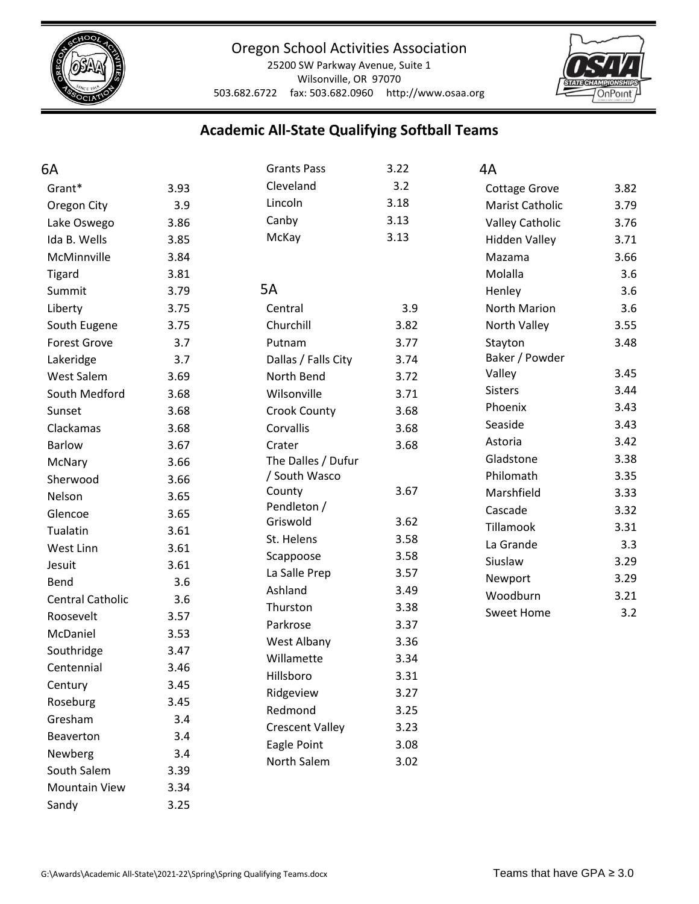Oregon School Activities Association

25200 SW Parkway Avenue, Suite 1

Wilsonville, OR 97070

503.682.6722 fax: 503.682.0960 http://www.osaa.org

## Academic All-State Qualifying Softball Teams

### 6A

| School | GPA |
|---|---|
| Grant* | 3.93 |
| Oregon City | 3.9 |
| Lake Oswego | 3.86 |
| Ida B. Wells | 3.85 |
| McMinnville | 3.84 |
| Tigard | 3.81 |
| Summit | 3.79 |
| Liberty | 3.75 |
| South Eugene | 3.75 |
| Forest Grove | 3.7 |
| Lakeridge | 3.7 |
| West Salem | 3.69 |
| South Medford | 3.68 |
| Sunset | 3.68 |
| Clackamas | 3.68 |
| Barlow | 3.67 |
| McNary | 3.66 |
| Sherwood | 3.66 |
| Nelson | 3.65 |
| Glencoe | 3.65 |
| Tualatin | 3.61 |
| West Linn | 3.61 |
| Jesuit | 3.61 |
| Bend | 3.6 |
| Central Catholic | 3.6 |
| Roosevelt | 3.57 |
| McDaniel | 3.53 |
| Southridge | 3.47 |
| Centennial | 3.46 |
| Century | 3.45 |
| Roseburg | 3.45 |
| Gresham | 3.4 |
| Beaverton | 3.4 |
| Newberg | 3.4 |
| South Salem | 3.39 |
| Mountain View | 3.34 |
| Sandy | 3.25 |
| Grants Pass | 3.22 |
| Cleveland | 3.2 |
| Lincoln | 3.18 |
| Canby | 3.13 |
| McKay | 3.13 |

### 5A

| School | GPA |
|---|---|
| Central | 3.9 |
| Churchill | 3.82 |
| Putnam | 3.77 |
| Dallas / Falls City | 3.74 |
| North Bend | 3.72 |
| Wilsonville | 3.71 |
| Crook County | 3.68 |
| Corvallis | 3.68 |
| Crater | 3.68 |
| The Dalles / Dufur / South Wasco County | 3.67 |
| Pendleton / Griswold | 3.62 |
| St. Helens | 3.58 |
| Scappoose | 3.58 |
| La Salle Prep | 3.57 |
| Ashland | 3.49 |
| Thurston | 3.38 |
| Parkrose | 3.37 |
| West Albany | 3.36 |
| Willamette | 3.34 |
| Hillsboro | 3.31 |
| Ridgeview | 3.27 |
| Redmond | 3.25 |
| Crescent Valley | 3.23 |
| Eagle Point | 3.08 |
| North Salem | 3.02 |

### 4A

| School | GPA |
|---|---|
| Cottage Grove | 3.82 |
| Marist Catholic | 3.79 |
| Valley Catholic | 3.76 |
| Hidden Valley | 3.71 |
| Mazama | 3.66 |
| Molalla | 3.6 |
| Henley | 3.6 |
| North Marion | 3.6 |
| North Valley | 3.55 |
| Stayton | 3.48 |
| Baker / Powder Valley | 3.45 |
| Sisters | 3.44 |
| Phoenix | 3.43 |
| Seaside | 3.43 |
| Astoria | 3.42 |
| Gladstone | 3.38 |
| Philomath | 3.35 |
| Marshfield | 3.33 |
| Cascade | 3.32 |
| Tillamook | 3.31 |
| La Grande | 3.3 |
| Siuslaw | 3.29 |
| Newport | 3.29 |
| Woodburn | 3.21 |
| Sweet Home | 3.2 |

G:\Awards\Academic All-State\2021-22\Spring\Spring Qualifying Teams.docx

Teams that have GPA ≥ 3.0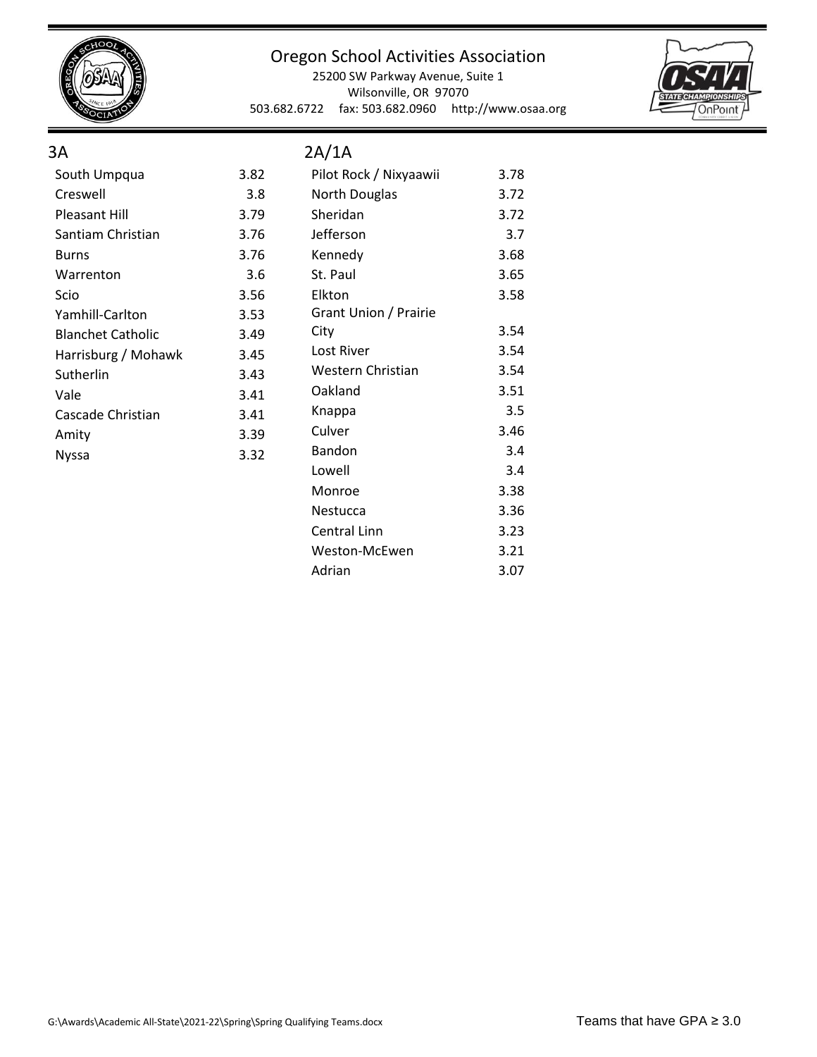## 3A

| School | GPA |
| --- | --- |
| South Umpqua | 3.82 |
| Creswell | 3.8 |
| Pleasant Hill | 3.79 |
| Santiam Christian | 3.76 |
| Burns | 3.76 |
| Warrenton | 3.6 |
| Scio | 3.56 |
| Yamhill-Carlton | 3.53 |
| Blanchet Catholic | 3.49 |
| Harrisburg / Mohawk | 3.45 |
| Sutherlin | 3.43 |
| Vale | 3.41 |
| Cascade Christian | 3.41 |
| Amity | 3.39 |
| Nyssa | 3.32 |

## 2A/1A

| School | GPA |
| --- | --- |
| Pilot Rock / Nixyaawii | 3.78 |
| North Douglas | 3.72 |
| Sheridan | 3.72 |
| Jefferson | 3.7 |
| Kennedy | 3.68 |
| St. Paul | 3.65 |
| Elkton | 3.58 |
| Grant Union / Prairie City | 3.54 |
| Lost River | 3.54 |
| Western Christian | 3.54 |
| Oakland | 3.51 |
| Knappa | 3.5 |
| Culver | 3.46 |
| Bandon | 3.4 |
| Lowell | 3.4 |
| Monroe | 3.38 |
| Nestucca | 3.36 |
| Central Linn | 3.23 |
| Weston-McEwen | 3.21 |
| Adrian | 3.07 |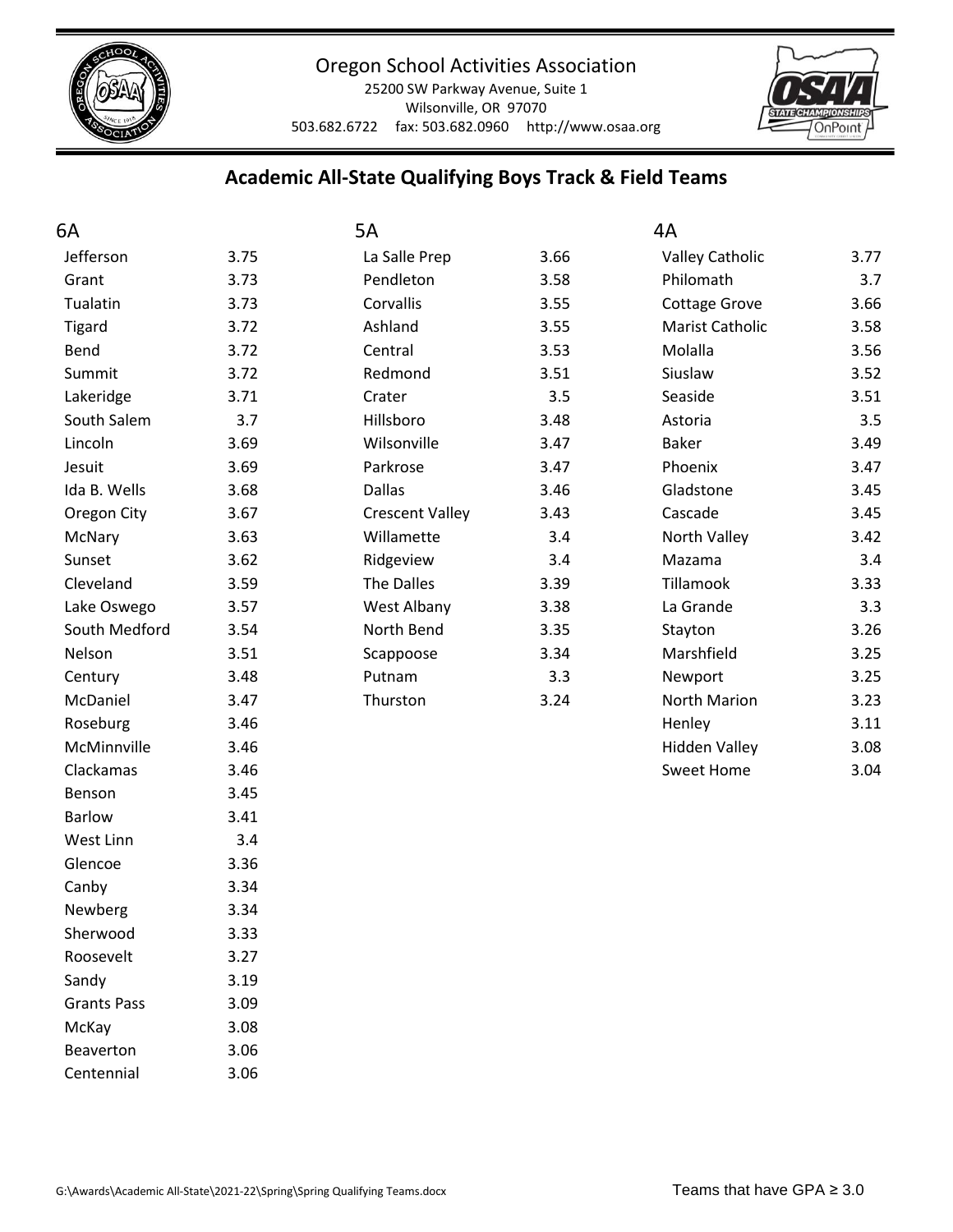Oregon School Activities Association
25200 SW Parkway Avenue, Suite 1
Wilsonville, OR 97070
503.682.6722 fax: 503.682.0960 http://www.osaa.org

## Academic All-State Qualifying Boys Track & Field Teams

### 6A

| School | GPA |
|---|---|
| Jefferson | 3.75 |
| Grant | 3.73 |
| Tualatin | 3.73 |
| Tigard | 3.72 |
| Bend | 3.72 |
| Summit | 3.72 |
| Lakeridge | 3.71 |
| South Salem | 3.7 |
| Lincoln | 3.69 |
| Jesuit | 3.69 |
| Ida B. Wells | 3.68 |
| Oregon City | 3.67 |
| McNary | 3.63 |
| Sunset | 3.62 |
| Cleveland | 3.59 |
| Lake Oswego | 3.57 |
| South Medford | 3.54 |
| Nelson | 3.51 |
| Century | 3.48 |
| McDaniel | 3.47 |
| Roseburg | 3.46 |
| McMinnville | 3.46 |
| Clackamas | 3.46 |
| Benson | 3.45 |
| Barlow | 3.41 |
| West Linn | 3.4 |
| Glencoe | 3.36 |
| Canby | 3.34 |
| Newberg | 3.34 |
| Sherwood | 3.33 |
| Roosevelt | 3.27 |
| Sandy | 3.19 |
| Grants Pass | 3.09 |
| McKay | 3.08 |
| Beaverton | 3.06 |
| Centennial | 3.06 |

### 5A

| School | GPA |
|---|---|
| La Salle Prep | 3.66 |
| Pendleton | 3.58 |
| Corvallis | 3.55 |
| Ashland | 3.55 |
| Central | 3.53 |
| Redmond | 3.51 |
| Crater | 3.5 |
| Hillsboro | 3.48 |
| Wilsonville | 3.47 |
| Parkrose | 3.47 |
| Dallas | 3.46 |
| Crescent Valley | 3.43 |
| Willamette | 3.4 |
| Ridgeview | 3.4 |
| The Dalles | 3.39 |
| West Albany | 3.38 |
| North Bend | 3.35 |
| Scappoose | 3.34 |
| Putnam | 3.3 |
| Thurston | 3.24 |

### 4A

| School | GPA |
|---|---|
| Valley Catholic | 3.77 |
| Philomath | 3.7 |
| Cottage Grove | 3.66 |
| Marist Catholic | 3.58 |
| Molalla | 3.56 |
| Siuslaw | 3.52 |
| Seaside | 3.51 |
| Astoria | 3.5 |
| Baker | 3.49 |
| Phoenix | 3.47 |
| Gladstone | 3.45 |
| Cascade | 3.45 |
| North Valley | 3.42 |
| Mazama | 3.4 |
| Tillamook | 3.33 |
| La Grande | 3.3 |
| Stayton | 3.26 |
| Marshfield | 3.25 |
| Newport | 3.25 |
| North Marion | 3.23 |
| Henley | 3.11 |
| Hidden Valley | 3.08 |
| Sweet Home | 3.04 |

G:\Awards\Academic All-State\2021-22\Spring\Spring Qualifying Teams.docx

Teams that have GPA ≥ 3.0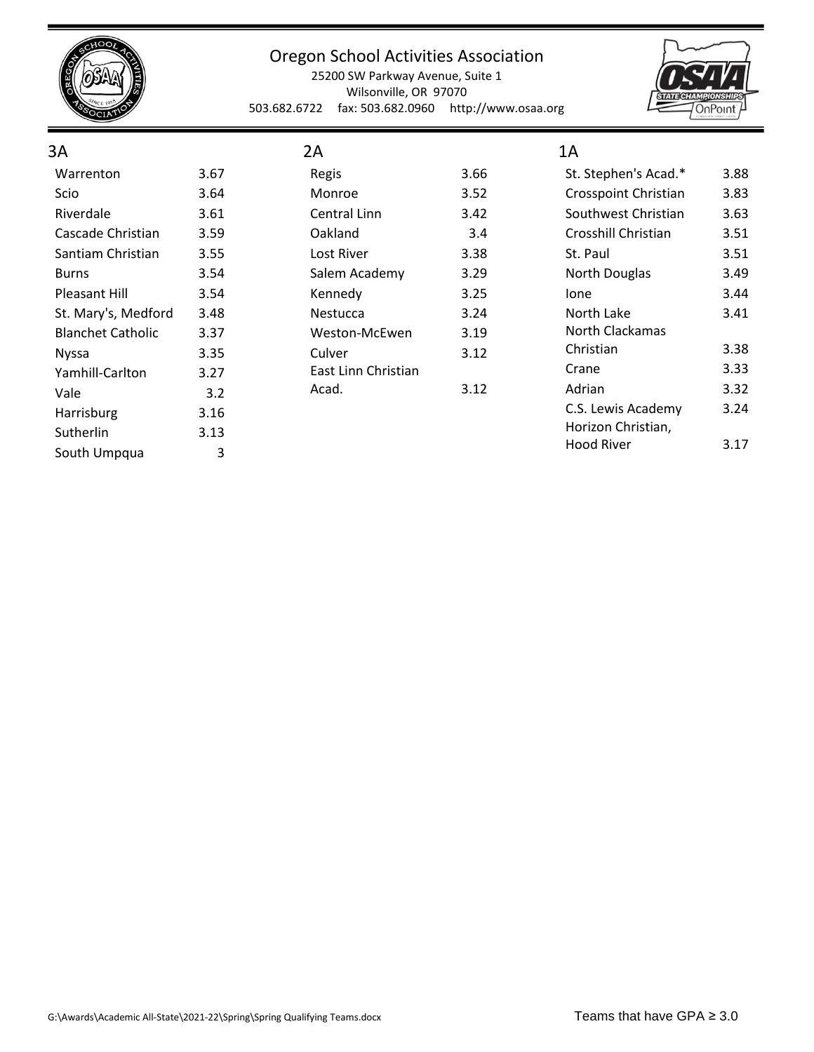Oregon School Activities Association
25200 SW Parkway Avenue, Suite 1
Wilsonville, OR 97070
503.682.6722 fax: 503.682.0960 http://www.osaa.org

## 3A

| School | GPA |
|---|---|
| Warrenton | 3.67 |
| Scio | 3.64 |
| Riverdale | 3.61 |
| Cascade Christian | 3.59 |
| Santiam Christian | 3.55 |
| Burns | 3.54 |
| Pleasant Hill | 3.54 |
| St. Mary's, Medford | 3.48 |
| Blanchet Catholic | 3.37 |
| Nyssa | 3.35 |
| Yamhill-Carlton | 3.27 |
| Vale | 3.2 |
| Harrisburg | 3.16 |
| Sutherlin | 3.13 |
| South Umpqua | 3 |

## 2A

| School | GPA |
|---|---|
| Regis | 3.66 |
| Monroe | 3.52 |
| Central Linn | 3.42 |
| Oakland | 3.4 |
| Lost River | 3.38 |
| Salem Academy | 3.29 |
| Kennedy | 3.25 |
| Nestucca | 3.24 |
| Weston-McEwen | 3.19 |
| Culver | 3.12 |
| East Linn Christian Acad. | 3.12 |

## 1A

| School | GPA |
|---|---|
| St. Stephen's Acad.* | 3.88 |
| Crosspoint Christian | 3.83 |
| Southwest Christian | 3.63 |
| Crosshill Christian | 3.51 |
| St. Paul | 3.51 |
| North Douglas | 3.49 |
| Ione | 3.44 |
| North Lake | 3.41 |
| North Clackamas Christian | 3.38 |
| Crane | 3.33 |
| Adrian | 3.32 |
| C.S. Lewis Academy | 3.24 |
| Horizon Christian, Hood River | 3.17 |

G:\Awards\Academic All-State\2021-22\Spring\Spring Qualifying Teams.docx

Teams that have GPA ≥ 3.0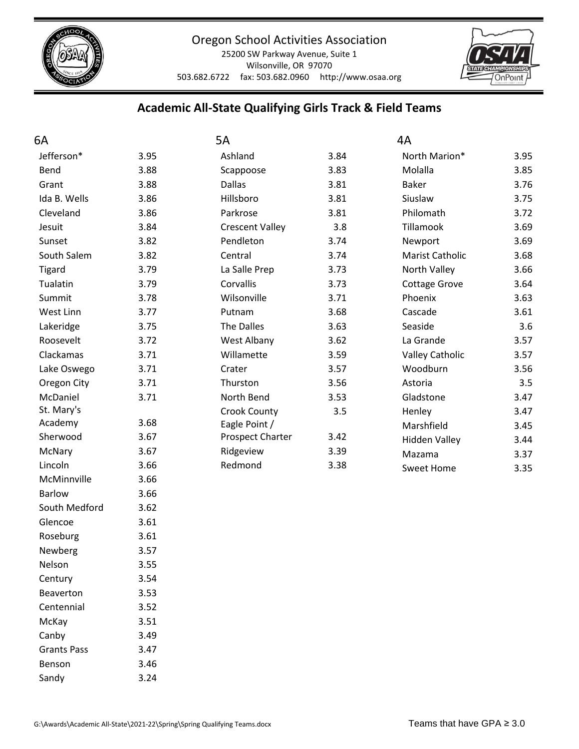Oregon School Activities Association
25200 SW Parkway Avenue, Suite 1
Wilsonville, OR 97070
503.682.6722 fax: 503.682.0960 http://www.osaa.org

## Academic All-State Qualifying Girls Track & Field Teams

### 6A

| School | GPA |
|---|---|
| Jefferson* | 3.95 |
| Bend | 3.88 |
| Grant | 3.88 |
| Ida B. Wells | 3.86 |
| Cleveland | 3.86 |
| Jesuit | 3.84 |
| Sunset | 3.82 |
| South Salem | 3.82 |
| Tigard | 3.79 |
| Tualatin | 3.79 |
| Summit | 3.78 |
| West Linn | 3.77 |
| Lakeridge | 3.75 |
| Roosevelt | 3.72 |
| Clackamas | 3.71 |
| Lake Oswego | 3.71 |
| Oregon City | 3.71 |
| McDaniel | 3.71 |
| St. Mary's Academy | 3.68 |
| Sherwood | 3.67 |
| McNary | 3.67 |
| Lincoln | 3.66 |
| McMinnville | 3.66 |
| Barlow | 3.66 |
| South Medford | 3.62 |
| Glencoe | 3.61 |
| Roseburg | 3.61 |
| Newberg | 3.57 |
| Nelson | 3.55 |
| Century | 3.54 |
| Beaverton | 3.53 |
| Centennial | 3.52 |
| McKay | 3.51 |
| Canby | 3.49 |
| Grants Pass | 3.47 |
| Benson | 3.46 |
| Sandy | 3.24 |

### 5A

| School | GPA |
|---|---|
| Ashland | 3.84 |
| Scappoose | 3.83 |
| Dallas | 3.81 |
| Hillsboro | 3.81 |
| Parkrose | 3.81 |
| Crescent Valley | 3.8 |
| Pendleton | 3.74 |
| Central | 3.74 |
| La Salle Prep | 3.73 |
| Corvallis | 3.73 |
| Wilsonville | 3.71 |
| Putnam | 3.68 |
| The Dalles | 3.63 |
| West Albany | 3.62 |
| Willamette | 3.59 |
| Crater | 3.57 |
| Thurston | 3.56 |
| North Bend | 3.53 |
| Crook County | 3.5 |
| Eagle Point / Prospect Charter | 3.42 |
| Ridgeview | 3.39 |
| Redmond | 3.38 |

### 4A

| School | GPA |
|---|---|
| North Marion* | 3.95 |
| Molalla | 3.85 |
| Baker | 3.76 |
| Siuslaw | 3.75 |
| Philomath | 3.72 |
| Tillamook | 3.69 |
| Newport | 3.69 |
| Marist Catholic | 3.68 |
| North Valley | 3.66 |
| Cottage Grove | 3.64 |
| Phoenix | 3.63 |
| Cascade | 3.61 |
| Seaside | 3.6 |
| La Grande | 3.57 |
| Valley Catholic | 3.57 |
| Woodburn | 3.56 |
| Astoria | 3.5 |
| Gladstone | 3.47 |
| Henley | 3.47 |
| Marshfield | 3.45 |
| Hidden Valley | 3.44 |
| Mazama | 3.37 |
| Sweet Home | 3.35 |

G:\Awards\Academic All-State\2021-22\Spring\Spring Qualifying Teams.docx

Teams that have GPA ≥ 3.0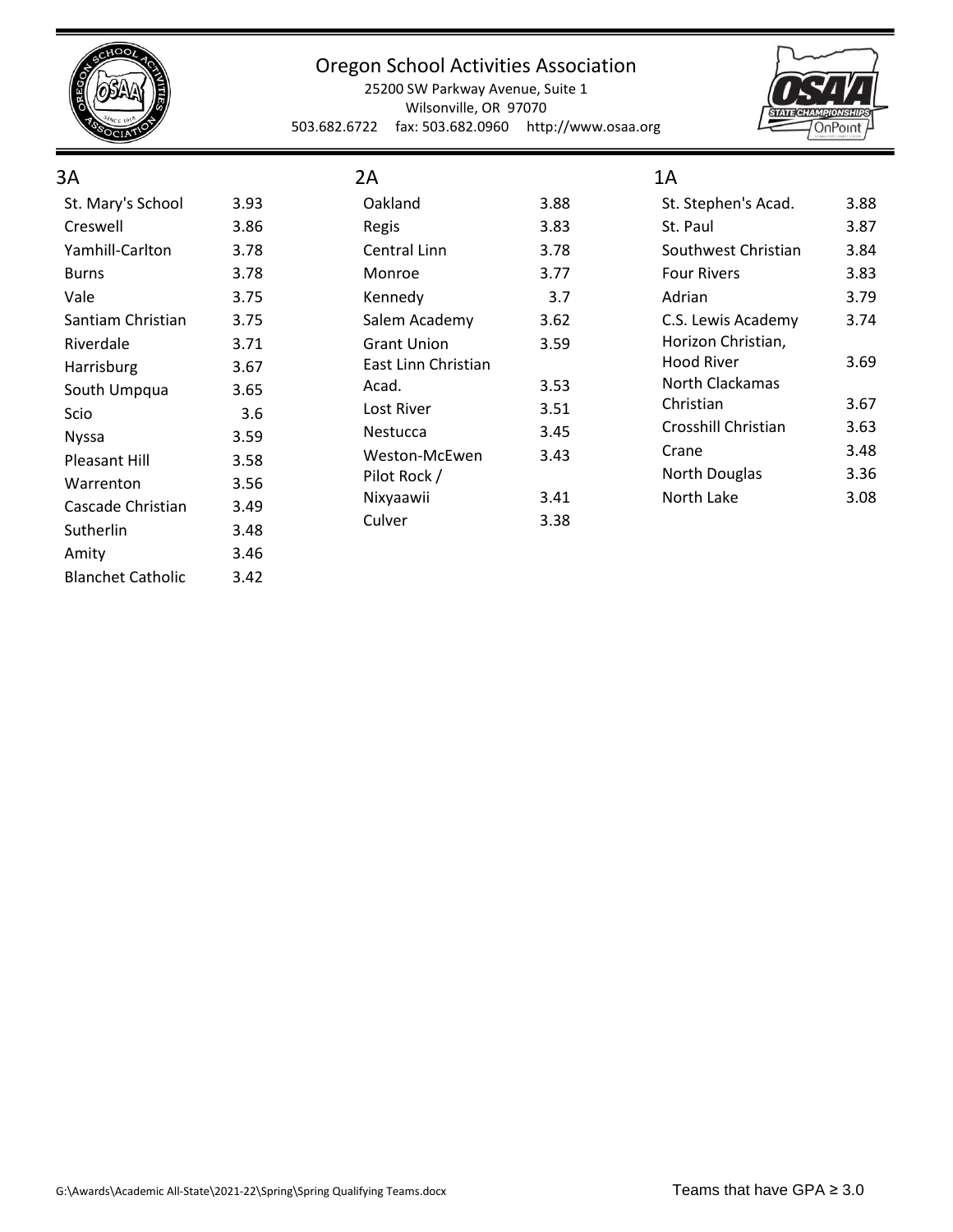Oregon School Activities Association

25200 SW Parkway Avenue, Suite 1
Wilsonville, OR 97070
503.682.6722 fax: 503.682.0960 http://www.osaa.org

## 3A

| School | GPA |
|---|---|
| St. Mary's School | 3.93 |
| Creswell | 3.86 |
| Yamhill-Carlton | 3.78 |
| Burns | 3.78 |
| Vale | 3.75 |
| Santiam Christian | 3.75 |
| Riverdale | 3.71 |
| Harrisburg | 3.67 |
| South Umpqua | 3.65 |
| Scio | 3.6 |
| Nyssa | 3.59 |
| Pleasant Hill | 3.58 |
| Warrenton | 3.56 |
| Cascade Christian | 3.49 |
| Sutherlin | 3.48 |
| Amity | 3.46 |
| Blanchet Catholic | 3.42 |

## 2A

| School | GPA |
|---|---|
| Oakland | 3.88 |
| Regis | 3.83 |
| Central Linn | 3.78 |
| Monroe | 3.77 |
| Kennedy | 3.7 |
| Salem Academy | 3.62 |
| Grant Union | 3.59 |
| East Linn Christian Acad. | 3.53 |
| Lost River | 3.51 |
| Nestucca | 3.45 |
| Weston-McEwen | 3.43 |
| Pilot Rock / Nixyaawii | 3.41 |
| Culver | 3.38 |

## 1A

| School | GPA |
|---|---|
| St. Stephen's Acad. | 3.88 |
| St. Paul | 3.87 |
| Southwest Christian | 3.84 |
| Four Rivers | 3.83 |
| Adrian | 3.79 |
| C.S. Lewis Academy | 3.74 |
| Horizon Christian, Hood River | 3.69 |
| North Clackamas Christian | 3.67 |
| Crosshill Christian | 3.63 |
| Crane | 3.48 |
| North Douglas | 3.36 |
| North Lake | 3.08 |

G:\Awards\Academic All-State\2021-22\Spring\Spring Qualifying Teams.docx

Teams that have GPA ≥ 3.0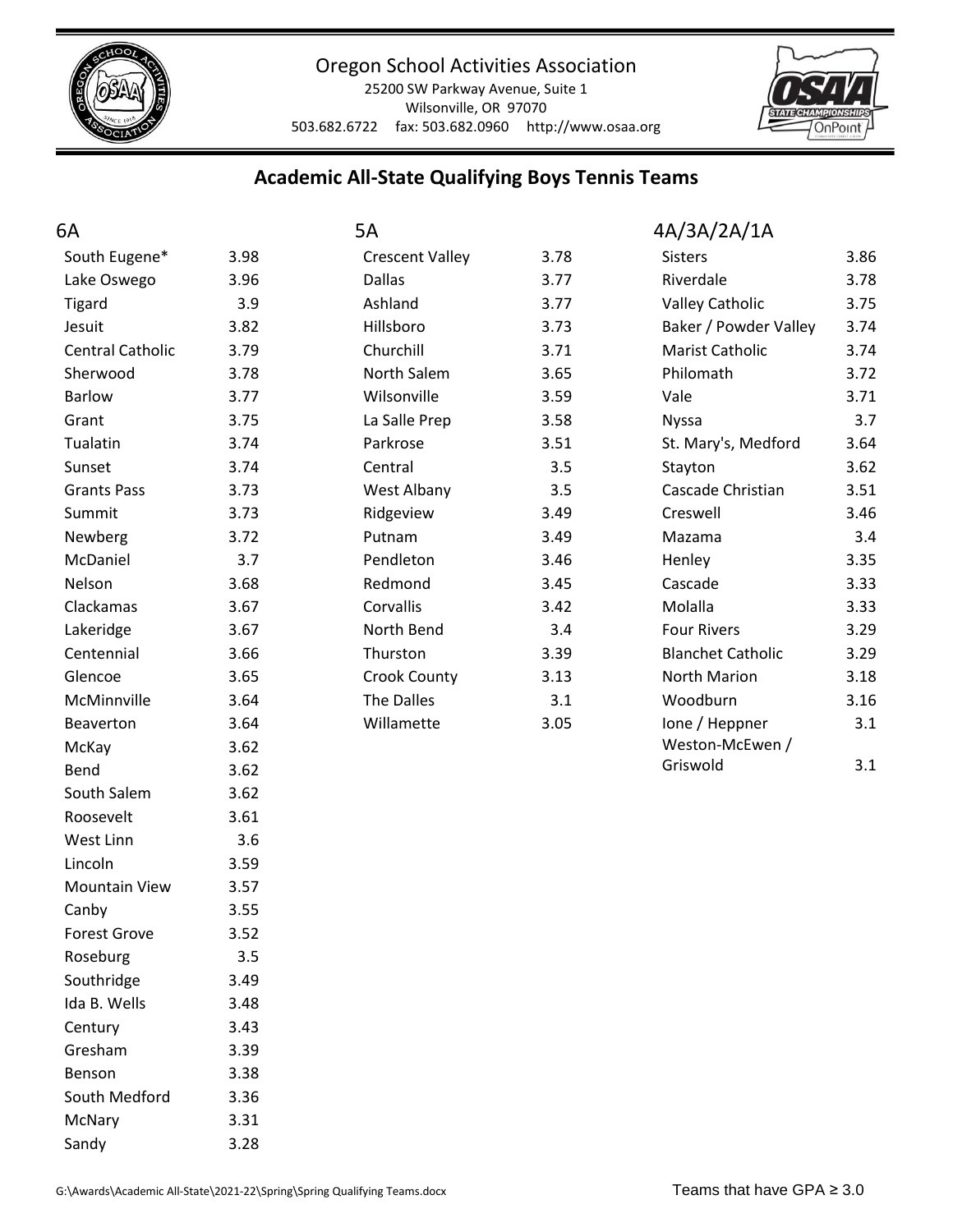Oregon School Activities Association
25200 SW Parkway Avenue, Suite 1
Wilsonville, OR 97070
503.682.6722 fax: 503.682.0960 http://www.osaa.org

## Academic All-State Qualifying Boys Tennis Teams

### 6A

| School | GPA |
|---|---|
| South Eugene* | 3.98 |
| Lake Oswego | 3.96 |
| Tigard | 3.9 |
| Jesuit | 3.82 |
| Central Catholic | 3.79 |
| Sherwood | 3.78 |
| Barlow | 3.77 |
| Grant | 3.75 |
| Tualatin | 3.74 |
| Sunset | 3.74 |
| Grants Pass | 3.73 |
| Summit | 3.73 |
| Newberg | 3.72 |
| McDaniel | 3.7 |
| Nelson | 3.68 |
| Clackamas | 3.67 |
| Lakeridge | 3.67 |
| Centennial | 3.66 |
| Glencoe | 3.65 |
| McMinnville | 3.64 |
| Beaverton | 3.64 |
| McKay | 3.62 |
| Bend | 3.62 |
| South Salem | 3.62 |
| Roosevelt | 3.61 |
| West Linn | 3.6 |
| Lincoln | 3.59 |
| Mountain View | 3.57 |
| Canby | 3.55 |
| Forest Grove | 3.52 |
| Roseburg | 3.5 |
| Southridge | 3.49 |
| Ida B. Wells | 3.48 |
| Century | 3.43 |
| Gresham | 3.39 |
| Benson | 3.38 |
| South Medford | 3.36 |
| McNary | 3.31 |
| Sandy | 3.28 |

### 5A

| School | GPA |
|---|---|
| Crescent Valley | 3.78 |
| Dallas | 3.77 |
| Ashland | 3.77 |
| Hillsboro | 3.73 |
| Churchill | 3.71 |
| North Salem | 3.65 |
| Wilsonville | 3.59 |
| La Salle Prep | 3.58 |
| Parkrose | 3.51 |
| Central | 3.5 |
| West Albany | 3.5 |
| Ridgeview | 3.49 |
| Putnam | 3.49 |
| Pendleton | 3.46 |
| Redmond | 3.45 |
| Corvallis | 3.42 |
| North Bend | 3.4 |
| Thurston | 3.39 |
| Crook County | 3.13 |
| The Dalles | 3.1 |
| Willamette | 3.05 |

### 4A/3A/2A/1A

| School | GPA |
|---|---|
| Sisters | 3.86 |
| Riverdale | 3.78 |
| Valley Catholic | 3.75 |
| Baker / Powder Valley | 3.74 |
| Marist Catholic | 3.74 |
| Philomath | 3.72 |
| Vale | 3.71 |
| Nyssa | 3.7 |
| St. Mary's, Medford | 3.64 |
| Stayton | 3.62 |
| Cascade Christian | 3.51 |
| Creswell | 3.46 |
| Mazama | 3.4 |
| Henley | 3.35 |
| Cascade | 3.33 |
| Molalla | 3.33 |
| Four Rivers | 3.29 |
| Blanchet Catholic | 3.29 |
| North Marion | 3.18 |
| Woodburn | 3.16 |
| Ione / Heppner | 3.1 |
| Weston-McEwen / Griswold | 3.1 |

G:\Awards\Academic All-State\2021-22\Spring\Spring Qualifying Teams.docx

Teams that have GPA ≥ 3.0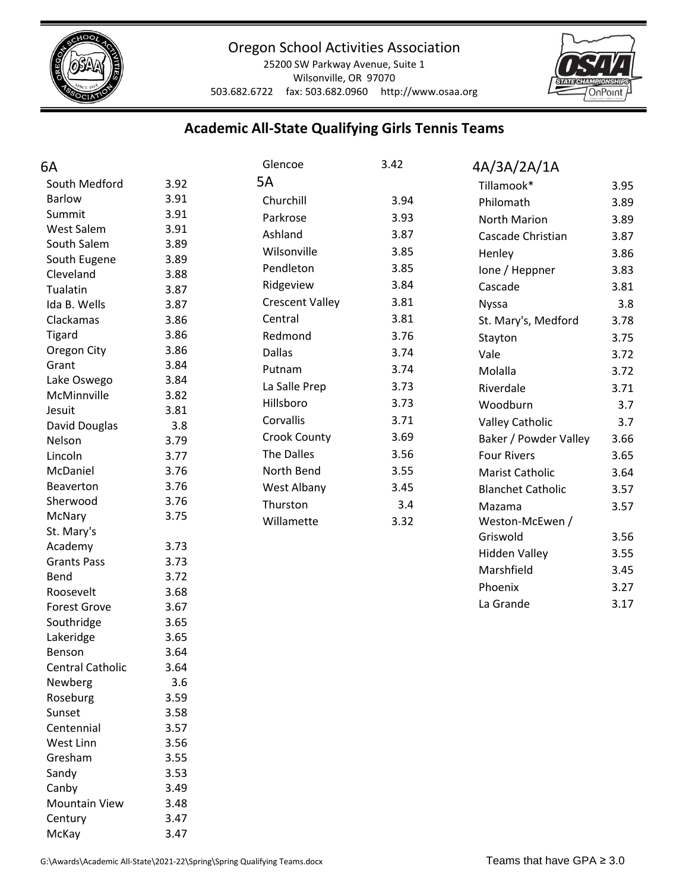Oregon School Activities Association
25200 SW Parkway Avenue, Suite 1
Wilsonville, OR 97070
503.682.6722 fax: 503.682.0960 http://www.osaa.org

## Academic All-State Qualifying Girls Tennis Teams

### 6A

| School | GPA |
|---|---|
| South Medford | 3.92 |
| Barlow | 3.91 |
| Summit | 3.91 |
| West Salem | 3.91 |
| South Salem | 3.89 |
| South Eugene | 3.89 |
| Cleveland | 3.88 |
| Tualatin | 3.87 |
| Ida B. Wells | 3.87 |
| Clackamas | 3.86 |
| Tigard | 3.86 |
| Oregon City | 3.86 |
| Grant | 3.84 |
| Lake Oswego | 3.84 |
| McMinnville | 3.82 |
| Jesuit | 3.81 |
| David Douglas | 3.8 |
| Nelson | 3.79 |
| Lincoln | 3.77 |
| McDaniel | 3.76 |
| Beaverton | 3.76 |
| Sherwood | 3.76 |
| McNary | 3.75 |
| St. Mary's Academy | 3.73 |
| Grants Pass | 3.73 |
| Bend | 3.72 |
| Roosevelt | 3.68 |
| Forest Grove | 3.67 |
| Southridge | 3.65 |
| Lakeridge | 3.65 |
| Benson | 3.64 |
| Central Catholic | 3.64 |
| Newberg | 3.6 |
| Roseburg | 3.59 |
| Sunset | 3.58 |
| Centennial | 3.57 |
| West Linn | 3.56 |
| Gresham | 3.55 |
| Sandy | 3.53 |
| Canby | 3.49 |
| Mountain View | 3.48 |
| Century | 3.47 |
| McKay | 3.47 |
| Glencoe | 3.42 |

### 5A

| School | GPA |
|---|---|
| Churchill | 3.94 |
| Parkrose | 3.93 |
| Ashland | 3.87 |
| Wilsonville | 3.85 |
| Pendleton | 3.85 |
| Ridgeview | 3.84 |
| Crescent Valley | 3.81 |
| Central | 3.81 |
| Redmond | 3.76 |
| Dallas | 3.74 |
| Putnam | 3.74 |
| La Salle Prep | 3.73 |
| Hillsboro | 3.73 |
| Corvallis | 3.71 |
| Crook County | 3.69 |
| The Dalles | 3.56 |
| North Bend | 3.55 |
| West Albany | 3.45 |
| Thurston | 3.4 |
| Willamette | 3.32 |

### 4A/3A/2A/1A

| School | GPA |
|---|---|
| Tillamook* | 3.95 |
| Philomath | 3.89 |
| North Marion | 3.89 |
| Cascade Christian | 3.87 |
| Henley | 3.86 |
| Ione / Heppner | 3.83 |
| Cascade | 3.81 |
| Nyssa | 3.8 |
| St. Mary's, Medford | 3.78 |
| Stayton | 3.75 |
| Vale | 3.72 |
| Molalla | 3.72 |
| Riverdale | 3.71 |
| Woodburn | 3.7 |
| Valley Catholic | 3.7 |
| Baker / Powder Valley | 3.66 |
| Four Rivers | 3.65 |
| Marist Catholic | 3.64 |
| Blanchet Catholic | 3.57 |
| Mazama | 3.57 |
| Weston-McEwen / Griswold | 3.56 |
| Hidden Valley | 3.55 |
| Marshfield | 3.45 |
| Phoenix | 3.27 |
| La Grande | 3.17 |

G:\Awards\Academic All-State\2021-22\Spring\Spring Qualifying Teams.docx

Teams that have GPA ≥ 3.0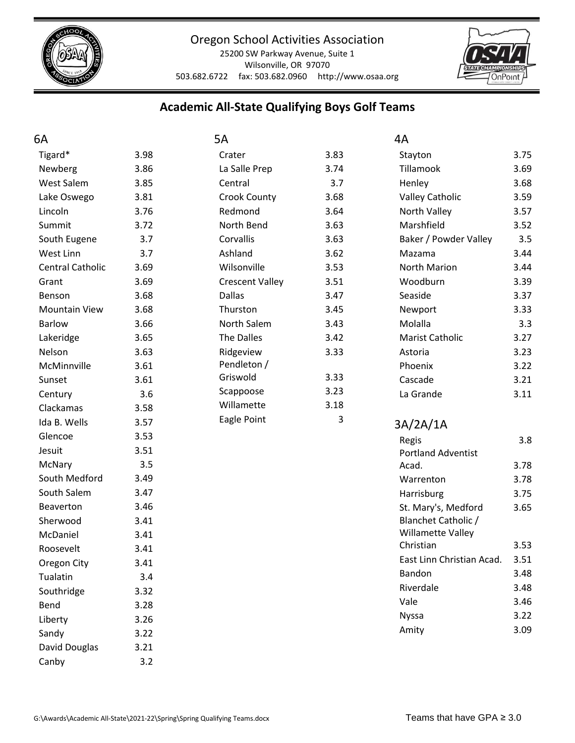Oregon School Activities Association
25200 SW Parkway Avenue, Suite 1
Wilsonville, OR 97070
503.682.6722 fax: 503.682.0960 http://www.osaa.org

## Academic All-State Qualifying Boys Golf Teams

### 6A

| School | GPA |
|---|---|
| Tigard* | 3.98 |
| Newberg | 3.86 |
| West Salem | 3.85 |
| Lake Oswego | 3.81 |
| Lincoln | 3.76 |
| Summit | 3.72 |
| South Eugene | 3.7 |
| West Linn | 3.7 |
| Central Catholic | 3.69 |
| Grant | 3.69 |
| Benson | 3.68 |
| Mountain View | 3.68 |
| Barlow | 3.66 |
| Lakeridge | 3.65 |
| Nelson | 3.63 |
| McMinnville | 3.61 |
| Sunset | 3.61 |
| Century | 3.6 |
| Clackamas | 3.58 |
| Ida B. Wells | 3.57 |
| Glencoe | 3.53 |
| Jesuit | 3.51 |
| McNary | 3.5 |
| South Medford | 3.49 |
| South Salem | 3.47 |
| Beaverton | 3.46 |
| Sherwood | 3.41 |
| McDaniel | 3.41 |
| Roosevelt | 3.41 |
| Oregon City | 3.41 |
| Tualatin | 3.4 |
| Southridge | 3.32 |
| Bend | 3.28 |
| Liberty | 3.26 |
| Sandy | 3.22 |
| David Douglas | 3.21 |
| Canby | 3.2 |

### 5A

| School | GPA |
|---|---|
| Crater | 3.83 |
| La Salle Prep | 3.74 |
| Central | 3.7 |
| Crook County | 3.68 |
| Redmond | 3.64 |
| North Bend | 3.63 |
| Corvallis | 3.63 |
| Ashland | 3.62 |
| Wilsonville | 3.53 |
| Crescent Valley | 3.51 |
| Dallas | 3.47 |
| Thurston | 3.45 |
| North Salem | 3.43 |
| The Dalles | 3.42 |
| Ridgeview | 3.33 |
| Pendleton / Griswold | 3.33 |
| Scappoose | 3.23 |
| Willamette | 3.18 |
| Eagle Point | 3 |

### 4A

| School | GPA |
|---|---|
| Stayton | 3.75 |
| Tillamook | 3.69 |
| Henley | 3.68 |
| Valley Catholic | 3.59 |
| North Valley | 3.57 |
| Marshfield | 3.52 |
| Baker / Powder Valley | 3.5 |
| Mazama | 3.44 |
| North Marion | 3.44 |
| Woodburn | 3.39 |
| Seaside | 3.37 |
| Newport | 3.33 |
| Molalla | 3.3 |
| Marist Catholic | 3.27 |
| Astoria | 3.23 |
| Phoenix | 3.22 |
| Cascade | 3.21 |
| La Grande | 3.11 |

### 3A/2A/1A

| School | GPA |
|---|---|
| Regis | 3.8 |
| Portland Adventist Acad. | 3.78 |
| Warrenton | 3.78 |
| Harrisburg | 3.75 |
| St. Mary's, Medford | 3.65 |
| Blanchet Catholic / Willamette Valley Christian | 3.53 |
| East Linn Christian Acad. | 3.51 |
| Bandon | 3.48 |
| Riverdale | 3.48 |
| Vale | 3.46 |
| Nyssa | 3.22 |
| Amity | 3.09 |

G:\Awards\Academic All-State\2021-22\Spring\Spring Qualifying Teams.docx

Teams that have GPA ≥ 3.0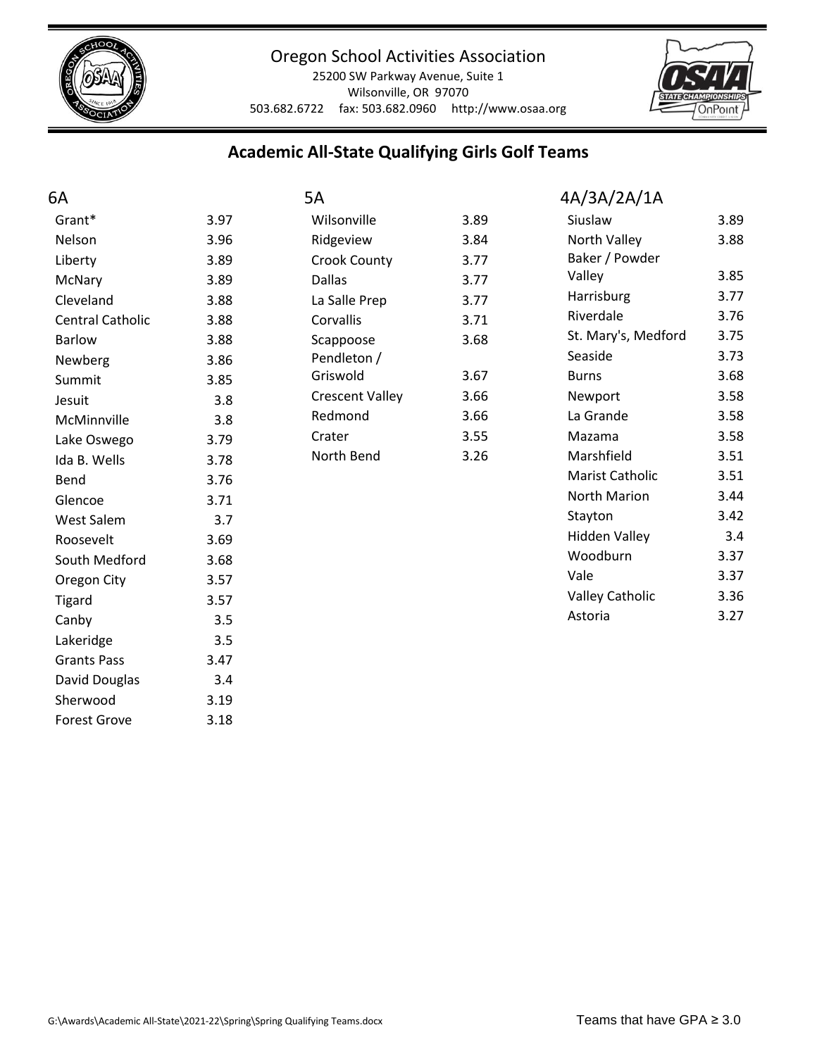Oregon School Activities Association
25200 SW Parkway Avenue, Suite 1
Wilsonville, OR 97070
503.682.6722 fax: 503.682.0960 http://www.osaa.org

## Academic All-State Qualifying Girls Golf Teams

### 6A

| School | GPA |
|---|---|
| Grant* | 3.97 |
| Nelson | 3.96 |
| Liberty | 3.89 |
| McNary | 3.89 |
| Cleveland | 3.88 |
| Central Catholic | 3.88 |
| Barlow | 3.88 |
| Newberg | 3.86 |
| Summit | 3.85 |
| Jesuit | 3.8 |
| McMinnville | 3.8 |
| Lake Oswego | 3.79 |
| Ida B. Wells | 3.78 |
| Bend | 3.76 |
| Glencoe | 3.71 |
| West Salem | 3.7 |
| Roosevelt | 3.69 |
| South Medford | 3.68 |
| Oregon City | 3.57 |
| Tigard | 3.57 |
| Canby | 3.5 |
| Lakeridge | 3.5 |
| Grants Pass | 3.47 |
| David Douglas | 3.4 |
| Sherwood | 3.19 |
| Forest Grove | 3.18 |

### 5A

| School | GPA |
|---|---|
| Wilsonville | 3.89 |
| Ridgeview | 3.84 |
| Crook County | 3.77 |
| Dallas | 3.77 |
| La Salle Prep | 3.77 |
| Corvallis | 3.71 |
| Scappoose | 3.68 |
| Pendleton / Griswold | 3.67 |
| Crescent Valley | 3.66 |
| Redmond | 3.66 |
| Crater | 3.55 |
| North Bend | 3.26 |

### 4A/3A/2A/1A

| School | GPA |
|---|---|
| Siuslaw | 3.89 |
| North Valley | 3.88 |
| Baker / Powder Valley | 3.85 |
| Harrisburg | 3.77 |
| Riverdale | 3.76 |
| St. Mary's, Medford | 3.75 |
| Seaside | 3.73 |
| Burns | 3.68 |
| Newport | 3.58 |
| La Grande | 3.58 |
| Mazama | 3.58 |
| Marshfield | 3.51 |
| Marist Catholic | 3.51 |
| North Marion | 3.44 |
| Stayton | 3.42 |
| Hidden Valley | 3.4 |
| Woodburn | 3.37 |
| Vale | 3.37 |
| Valley Catholic | 3.36 |
| Astoria | 3.27 |

G:\Awards\Academic All-State\2021-22\Spring\Spring Qualifying Teams.docx

Teams that have GPA ≥ 3.0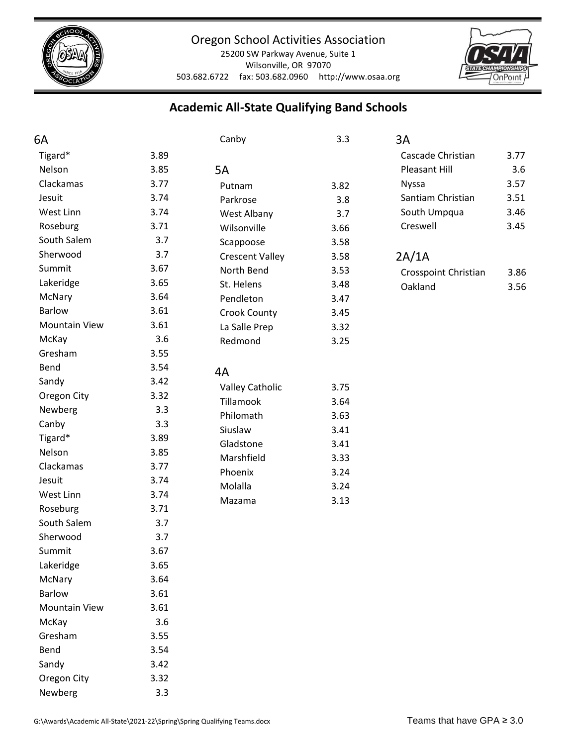Oregon School Activities Association
25200 SW Parkway Avenue, Suite 1
Wilsonville, OR 97070
503.682.6722 fax: 503.682.0960 http://www.osaa.org

# Academic All-State Qualifying Band Schools

## 6A

| School | GPA |
|---|---|
| Tigard* | 3.89 |
| Nelson | 3.85 |
| Clackamas | 3.77 |
| Jesuit | 3.74 |
| West Linn | 3.74 |
| Roseburg | 3.71 |
| South Salem | 3.7 |
| Sherwood | 3.7 |
| Summit | 3.67 |
| Lakeridge | 3.65 |
| McNary | 3.64 |
| Barlow | 3.61 |
| Mountain View | 3.61 |
| McKay | 3.6 |
| Gresham | 3.55 |
| Bend | 3.54 |
| Sandy | 3.42 |
| Oregon City | 3.32 |
| Newberg | 3.3 |
| Canby | 3.3 |
| Tigard* | 3.89 |
| Nelson | 3.85 |
| Clackamas | 3.77 |
| Jesuit | 3.74 |
| West Linn | 3.74 |
| Roseburg | 3.71 |
| South Salem | 3.7 |
| Sherwood | 3.7 |
| Summit | 3.67 |
| Lakeridge | 3.65 |
| McNary | 3.64 |
| Barlow | 3.61 |
| Mountain View | 3.61 |
| McKay | 3.6 |
| Gresham | 3.55 |
| Bend | 3.54 |
| Sandy | 3.42 |
| Oregon City | 3.32 |
| Newberg | 3.3 |
| Canby | 3.3 |

## 5A

| School | GPA |
|---|---|
| Putnam | 3.82 |
| Parkrose | 3.8 |
| West Albany | 3.7 |
| Wilsonville | 3.66 |
| Scappoose | 3.58 |
| Crescent Valley | 3.58 |
| North Bend | 3.53 |
| St. Helens | 3.48 |
| Pendleton | 3.47 |
| Crook County | 3.45 |
| La Salle Prep | 3.32 |
| Redmond | 3.25 |

## 4A

| School | GPA |
|---|---|
| Valley Catholic | 3.75 |
| Tillamook | 3.64 |
| Philomath | 3.63 |
| Siuslaw | 3.41 |
| Gladstone | 3.41 |
| Marshfield | 3.33 |
| Phoenix | 3.24 |
| Molalla | 3.24 |
| Mazama | 3.13 |

## 3A

| School | GPA |
|---|---|
| Cascade Christian | 3.77 |
| Pleasant Hill | 3.6 |
| Nyssa | 3.57 |
| Santiam Christian | 3.51 |
| South Umpqua | 3.46 |
| Creswell | 3.45 |

## 2A/1A

| School | GPA |
|---|---|
| Crosspoint Christian | 3.86 |
| Oakland | 3.56 |

G:\Awards\Academic All-State\2021-22\Spring\Spring Qualifying Teams.docx

Teams that have GPA ≥ 3.0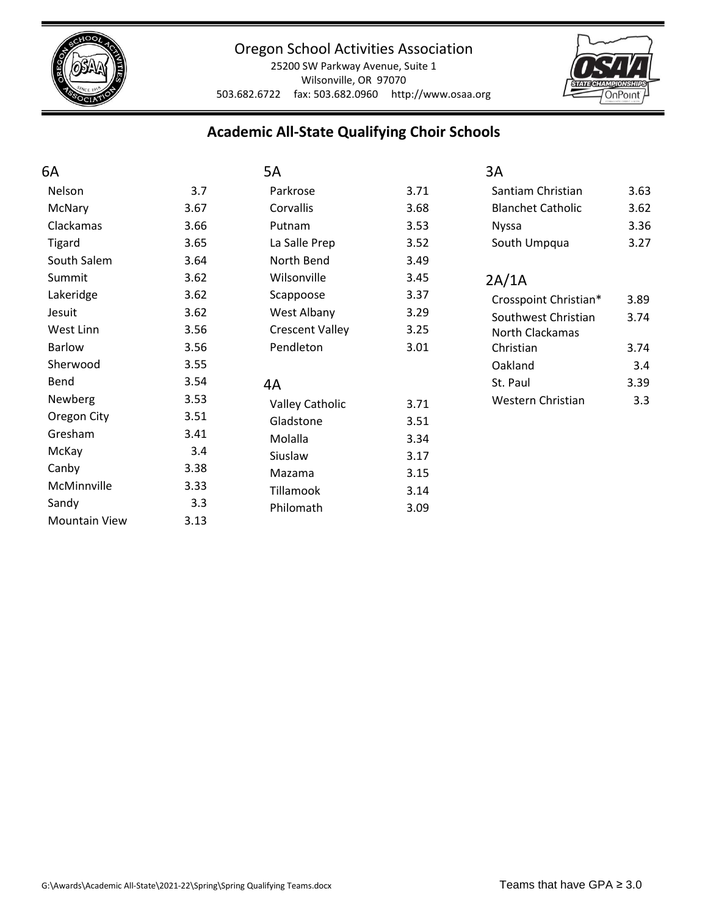Oregon School Activities Association
25200 SW Parkway Avenue, Suite 1
Wilsonville, OR 97070
503.682.6722 fax: 503.682.0960 http://www.osaa.org

## Academic All-State Qualifying Choir Schools

### 6A

| School | GPA |
|---|---|
| Nelson | 3.7 |
| McNary | 3.67 |
| Clackamas | 3.66 |
| Tigard | 3.65 |
| South Salem | 3.64 |
| Summit | 3.62 |
| Lakeridge | 3.62 |
| Jesuit | 3.62 |
| West Linn | 3.56 |
| Barlow | 3.56 |
| Sherwood | 3.55 |
| Bend | 3.54 |
| Newberg | 3.53 |
| Oregon City | 3.51 |
| Gresham | 3.41 |
| McKay | 3.4 |
| Canby | 3.38 |
| McMinnville | 3.33 |
| Sandy | 3.3 |
| Mountain View | 3.13 |

### 5A

| School | GPA |
|---|---|
| Parkrose | 3.71 |
| Corvallis | 3.68 |
| Putnam | 3.53 |
| La Salle Prep | 3.52 |
| North Bend | 3.49 |
| Wilsonville | 3.45 |
| Scappoose | 3.37 |
| West Albany | 3.29 |
| Crescent Valley | 3.25 |
| Pendleton | 3.01 |

### 4A

| School | GPA |
|---|---|
| Valley Catholic | 3.71 |
| Gladstone | 3.51 |
| Molalla | 3.34 |
| Siuslaw | 3.17 |
| Mazama | 3.15 |
| Tillamook | 3.14 |
| Philomath | 3.09 |

### 3A

| School | GPA |
|---|---|
| Santiam Christian | 3.63 |
| Blanchet Catholic | 3.62 |
| Nyssa | 3.36 |
| South Umpqua | 3.27 |

### 2A/1A

| School | GPA |
|---|---|
| Crosspoint Christian* | 3.89 |
| Southwest Christian | 3.74 |
| North Clackamas Christian | 3.74 |
| Oakland | 3.4 |
| St. Paul | 3.39 |
| Western Christian | 3.3 |

G:\Awards\Academic All-State\2021-22\Spring\Spring Qualifying Teams.docx

Teams that have GPA ≥ 3.0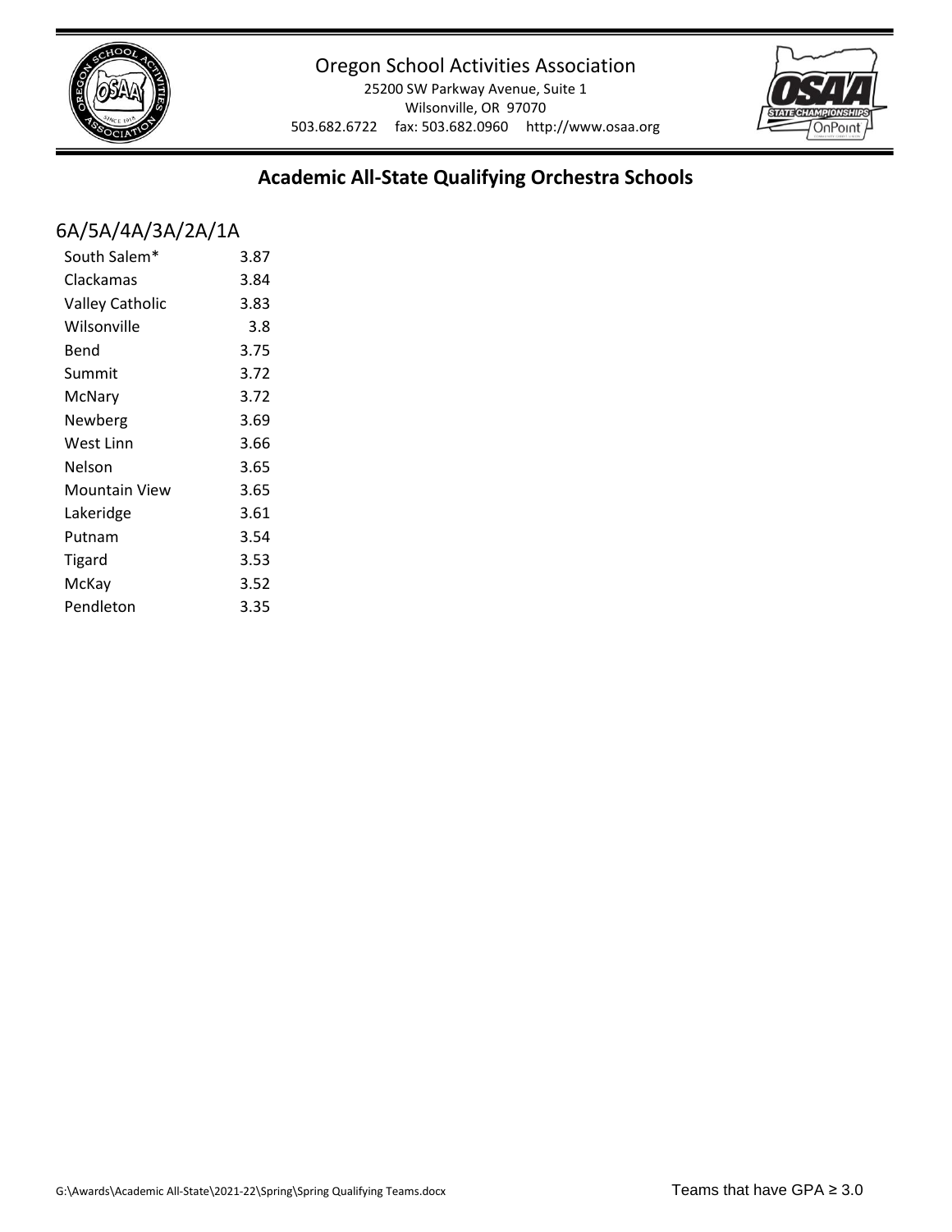Oregon School Activities Association
25200 SW Parkway Avenue, Suite 1
Wilsonville, OR 97070
503.682.6722 fax: 503.682.0960 http://www.osaa.org

## Academic All-State Qualifying Orchestra Schools

### 6A/5A/4A/3A/2A/1A

| School | GPA |
|---|---|
| South Salem* | 3.87 |
| Clackamas | 3.84 |
| Valley Catholic | 3.83 |
| Wilsonville | 3.8 |
| Bend | 3.75 |
| Summit | 3.72 |
| McNary | 3.72 |
| Newberg | 3.69 |
| West Linn | 3.66 |
| Nelson | 3.65 |
| Mountain View | 3.65 |
| Lakeridge | 3.61 |
| Putnam | 3.54 |
| Tigard | 3.53 |
| McKay | 3.52 |
| Pendleton | 3.35 |

G:\Awards\Academic All-State\2021-22\Spring\Spring Qualifying Teams.docx

Teams that have GPA $\geq$ 3.0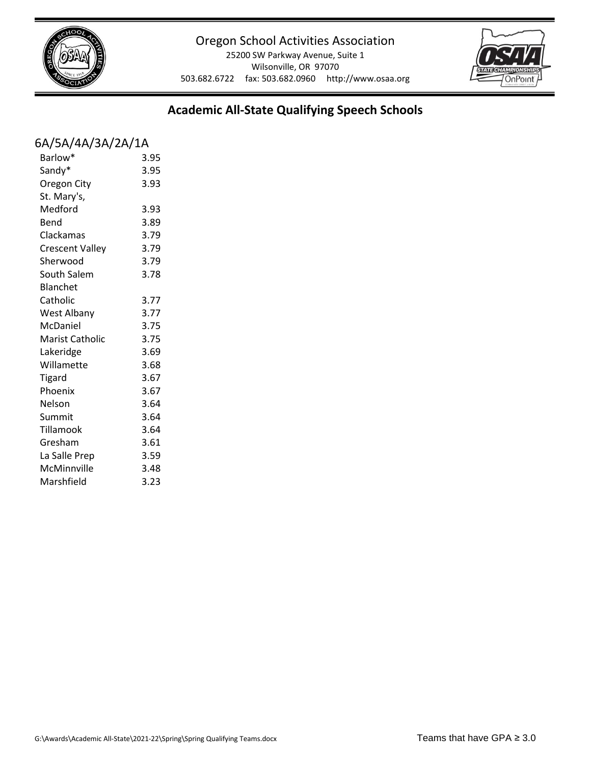Oregon School Activities Association

25200 SW Parkway Avenue, Suite 1
Wilsonville, OR 97070
503.682.6722 fax: 503.682.0960 http://www.osaa.org

## Academic All-State Qualifying Speech Schools

### 6A/5A/4A/3A/2A/1A

| School | GPA |
|---|---|
| Barlow* | 3.95 |
| Sandy* | 3.95 |
| Oregon City | 3.93 |
| St. Mary's, Medford | 3.93 |
| Bend | 3.89 |
| Clackamas | 3.79 |
| Crescent Valley | 3.79 |
| Sherwood | 3.79 |
| South Salem | 3.78 |
| Blanchet Catholic | 3.77 |
| West Albany | 3.77 |
| McDaniel | 3.75 |
| Marist Catholic | 3.75 |
| Lakeridge | 3.69 |
| Willamette | 3.68 |
| Tigard | 3.67 |
| Phoenix | 3.67 |
| Nelson | 3.64 |
| Summit | 3.64 |
| Tillamook | 3.64 |
| Gresham | 3.61 |
| La Salle Prep | 3.59 |
| McMinnville | 3.48 |
| Marshfield | 3.23 |

G:\Awards\Academic All-State\2021-22\Spring\Spring Qualifying Teams.docx

Teams that have GPA ≥ 3.0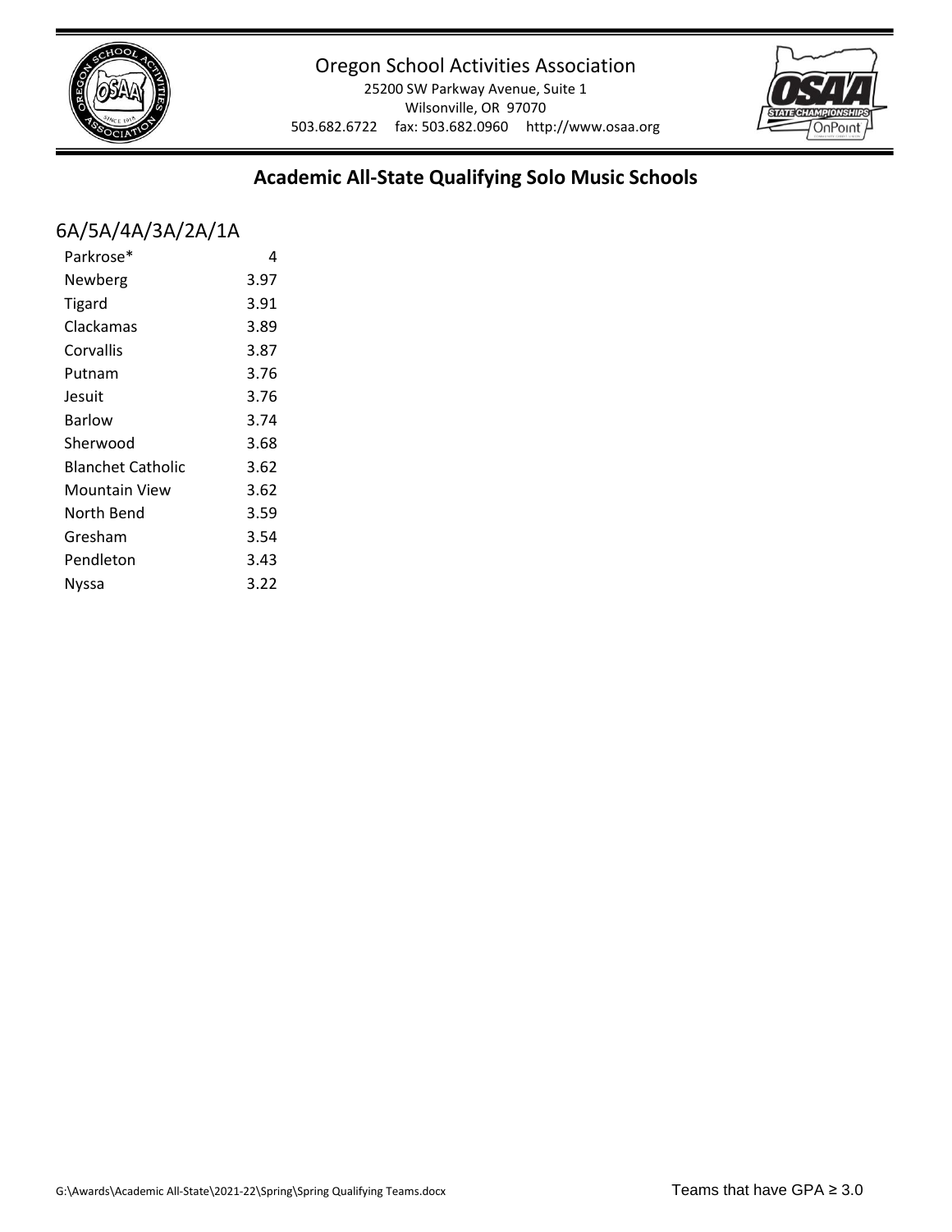Oregon School Activities Association
25200 SW Parkway Avenue, Suite 1
Wilsonville, OR 97070
503.682.6722 fax: 503.682.0960 http://www.osaa.org

## Academic All-State Qualifying Solo Music Schools

### 6A/5A/4A/3A/2A/1A

| | |
|---|---|
| Parkrose* | 4 |
| Newberg | 3.97 |
| Tigard | 3.91 |
| Clackamas | 3.89 |
| Corvallis | 3.87 |
| Putnam | 3.76 |
| Jesuit | 3.76 |
| Barlow | 3.74 |
| Sherwood | 3.68 |
| Blanchet Catholic | 3.62 |
| Mountain View | 3.62 |
| North Bend | 3.59 |
| Gresham | 3.54 |
| Pendleton | 3.43 |
| Nyssa | 3.22 |

G:\Awards\Academic All-State\2021-22\Spring\Spring Qualifying Teams.docx

Teams that have GPA ≥ 3.0